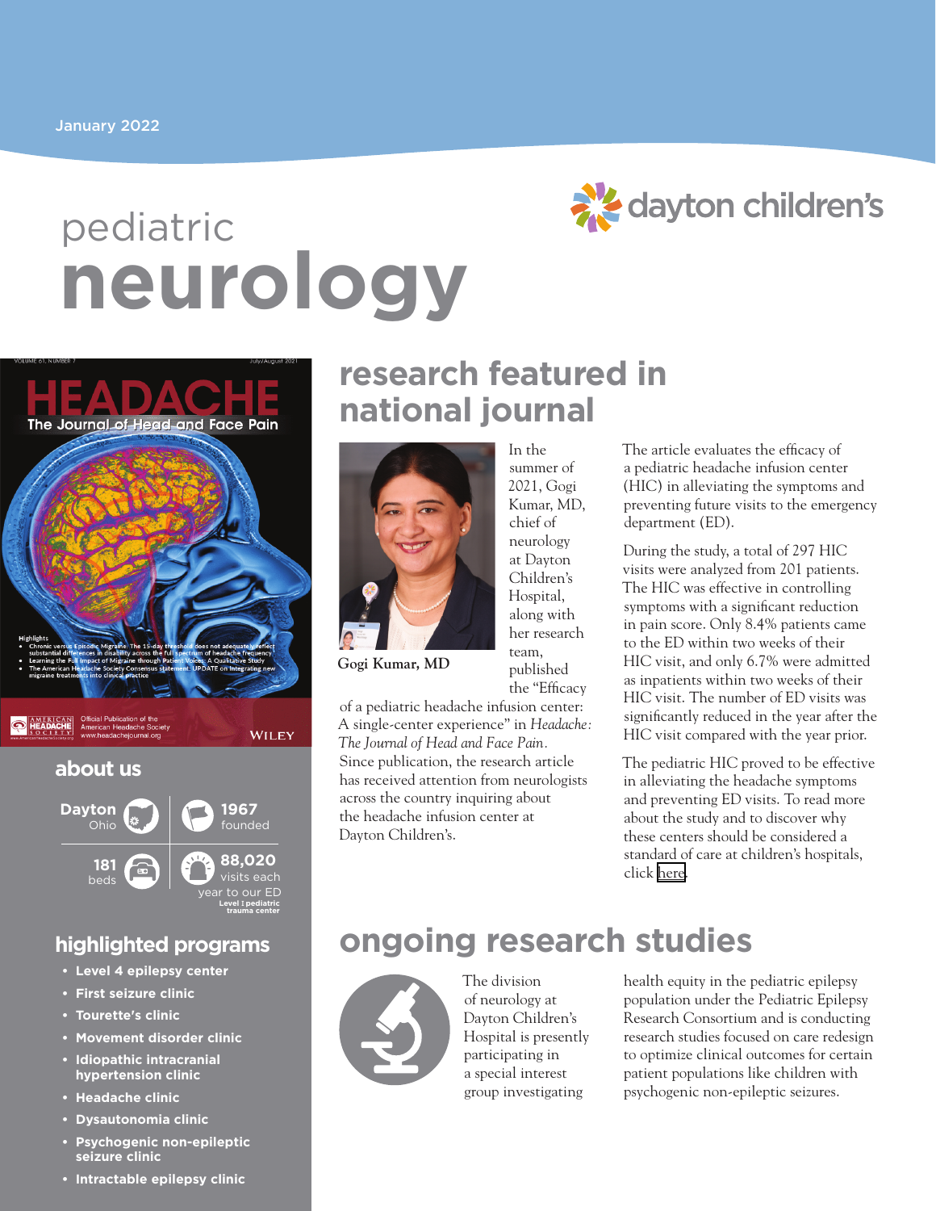January 2022

# pediatric neurology

dayton children's

## about us

- **Dayton** Ohio
- **1967** founded
- **181** beds
- **88,020** visits each year to our ED
- Level I pediatric trauma center

## highlighted programs

- Level 4 epilepsy center
- First seizure clinic
- Tourette's clinic
- Movement disorder clinic
- Idiopathic intracranial hypertension clinic
- Headache clinic
- Dysautonomia clinic
- Psychogenic non-epileptic seizure clinic
- Intractable epilepsy clinic

## research featured in national journal

Gogi Kumar, MD

In the summer of 2021, Gogi Kumar, MD, chief of neurology at Dayton Children's Hospital, along with her research team, published the "Efficacy of a pediatric headache infusion center: A single-center experience" in *Headache: The Journal of Head and Face Pain*. Since publication, the research article has received attention from neurologists across the country inquiring about the headache infusion center at Dayton Children's.

The article evaluates the efficacy of a pediatric headache infusion center (HIC) in alleviating the symptoms and preventing future visits to the emergency department (ED).

During the study, a total of 297 HIC visits were analyzed from 201 patients. The HIC was effective in controlling symptoms with a significant reduction in pain score. Only 8.4% patients came to the ED within two weeks of their HIC visit, and only 6.7% were admitted as inpatients within two weeks of their HIC visit. The number of ED visits was significantly reduced in the year after the HIC visit compared with the year prior.

The pediatric HIC proved to be effective in alleviating the headache symptoms and preventing ED visits. To read more about the study and to discover why these centers should be considered a standard of care at children's hospitals, click here.

## ongoing research studies

The division of neurology at Dayton Children's Hospital is presently participating in a special interest group investigating health equity in the pediatric epilepsy population under the Pediatric Epilepsy Research Consortium and is conducting research studies focused on care redesign to optimize clinical outcomes for certain patient populations like children with psychogenic non-epileptic seizures.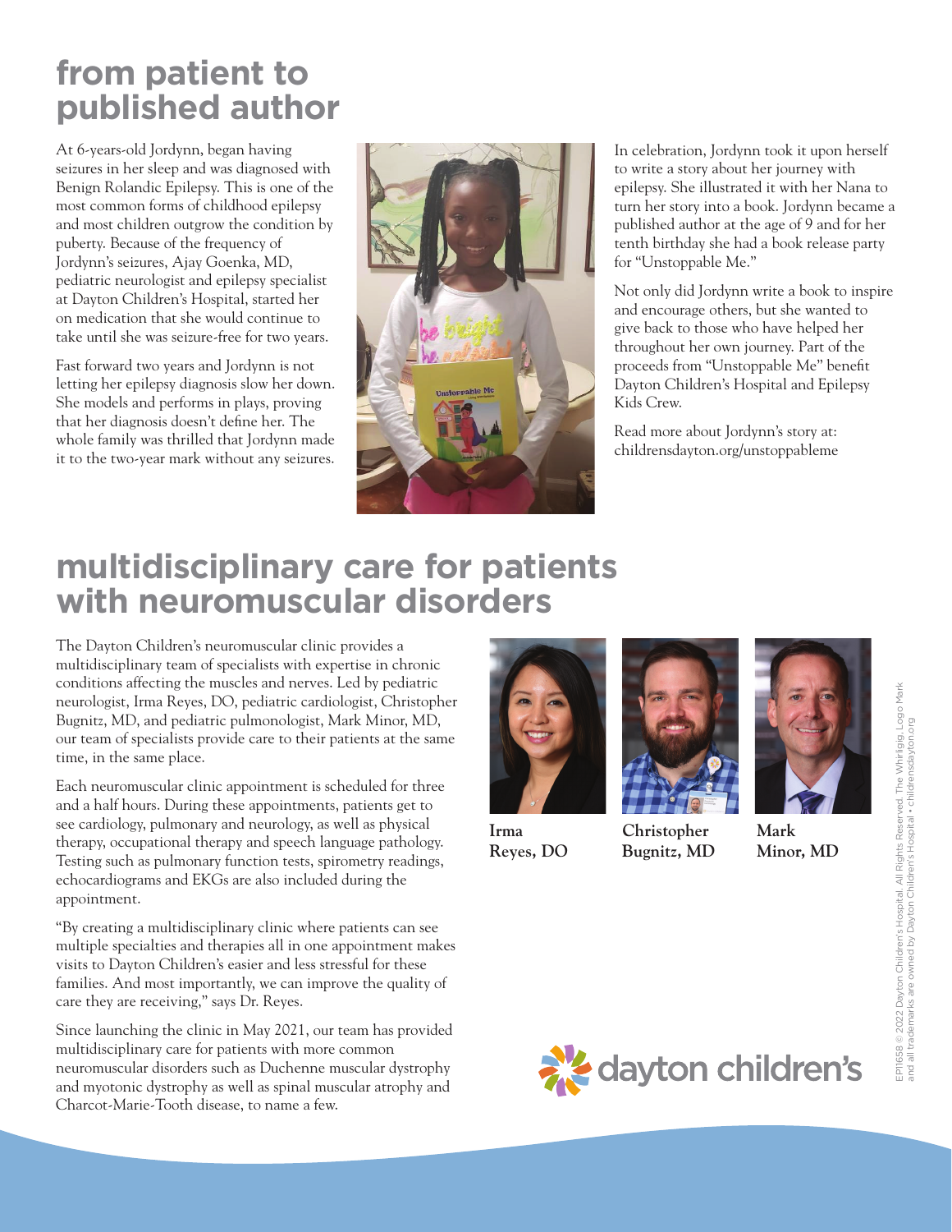## from patient to published author

At 6-years-old Jordynn, began having seizures in her sleep and was diagnosed with Benign Rolandic Epilepsy. This is one of the most common forms of childhood epilepsy and most children outgrow the condition by puberty. Because of the frequency of Jordynn's seizures, Ajay Goenka, MD, pediatric neurologist and epilepsy specialist at Dayton Children's Hospital, started her on medication that she would continue to take until she was seizure-free for two years.

Fast forward two years and Jordynn is not letting her epilepsy diagnosis slow her down. She models and performs in plays, proving that her diagnosis doesn't define her. The whole family was thrilled that Jordynn made it to the two-year mark without any seizures.

In celebration, Jordynn took it upon herself to write a story about her journey with epilepsy. She illustrated it with her Nana to turn her story into a book. Jordynn became a published author at the age of 9 and for her tenth birthday she had a book release party for "Unstoppable Me."

Not only did Jordynn write a book to inspire and encourage others, but she wanted to give back to those who have helped her throughout her own journey. Part of the proceeds from "Unstoppable Me" benefit Dayton Children's Hospital and Epilepsy Kids Crew.

Read more about Jordynn's story at: childrensdayton.org/unstoppableme

## multidisciplinary care for patients with neuromuscular disorders

The Dayton Children's neuromuscular clinic provides a multidisciplinary team of specialists with expertise in chronic conditions affecting the muscles and nerves. Led by pediatric neurologist, Irma Reyes, DO, pediatric cardiologist, Christopher Bugnitz, MD, and pediatric pulmonologist, Mark Minor, MD, our team of specialists provide care to their patients at the same time, in the same place.

Each neuromuscular clinic appointment is scheduled for three and a half hours. During these appointments, patients get to see cardiology, pulmonary and neurology, as well as physical therapy, occupational therapy and speech language pathology. Testing such as pulmonary function tests, spirometry readings, echocardiograms and EKGs are also included during the appointment.

"By creating a multidisciplinary clinic where patients can see multiple specialties and therapies all in one appointment makes visits to Dayton Children's easier and less stressful for these families. And most importantly, we can improve the quality of care they are receiving," says Dr. Reyes.

Since launching the clinic in May 2021, our team has provided multidisciplinary care for patients with more common neuromuscular disorders such as Duchenne muscular dystrophy and myotonic dystrophy as well as spinal muscular atrophy and Charcot-Marie-Tooth disease, to name a few.

**Irma Reyes, DO**

**Christopher Bugnitz, MD**

**Mark Minor, MD**

dayton children's

EP11658 © 2022 Dayton Children's Hospital. All Rights Reserved. The Whirligig, Logo Mark and all trademarks are owned by Dayton Children's Hospital • childrensdayton.org